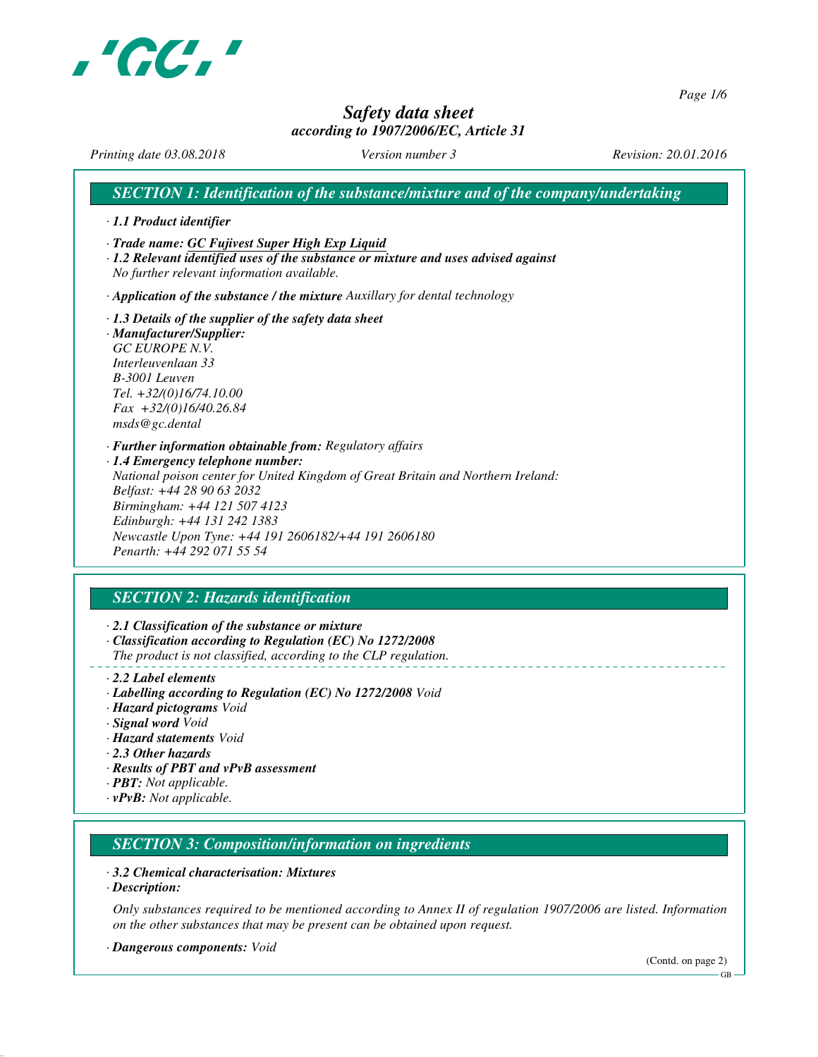# Safety data sheet
## according to 1907/2006/EC, Article 31

*Printing date 03.08.2018* | *Version number 3* | *Revision: 20.01.2016*

## SECTION 1: Identification of the substance/mixture and of the company/undertaking

· **1.1 Product identifier**

· **Trade name: GC Fujivest Super High Exp Liquid**

· **1.2 Relevant identified uses of the substance or mixture and uses advised against**
No further relevant information available.

· **Application of the substance / the mixture** Auxillary for dental technology

· **1.3 Details of the supplier of the safety data sheet**

· **Manufacturer/Supplier:**
GC EUROPE N.V.
Interleuvenlaan 33
B-3001 Leuven
Tel. +32/(0)16/74.10.00
Fax +32/(0)16/40.26.84
msds@gc.dental

· **Further information obtainable from:** Regulatory affairs

· **1.4 Emergency telephone number:**
National poison center for United Kingdom of Great Britain and Northern Ireland:
Belfast: +44 28 90 63 2032
Birmingham: +44 121 507 4123
Edinburgh: +44 131 242 1383
Newcastle Upon Tyne: +44 191 2606182/+44 191 2606180
Penarth: +44 292 071 55 54

## SECTION 2: Hazards identification

· **2.1 Classification of the substance or mixture**

· **Classification according to Regulation (EC) No 1272/2008**
The product is not classified, according to the CLP regulation.

· **2.2 Label elements**

· **Labelling according to Regulation (EC) No 1272/2008** Void

· **Hazard pictograms** Void

· **Signal word** Void

· **Hazard statements** Void

· **2.3 Other hazards**

· **Results of PBT and vPvB assessment**

· **PBT:** Not applicable.

· **vPvB:** Not applicable.

## SECTION 3: Composition/information on ingredients

· **3.2 Chemical characterisation: Mixtures**

· **Description:**

Only substances required to be mentioned according to Annex II of regulation 1907/2006 are listed. Information on the other substances that may be present can be obtained upon request.

· **Dangerous components:** Void

(Contd. on page 2)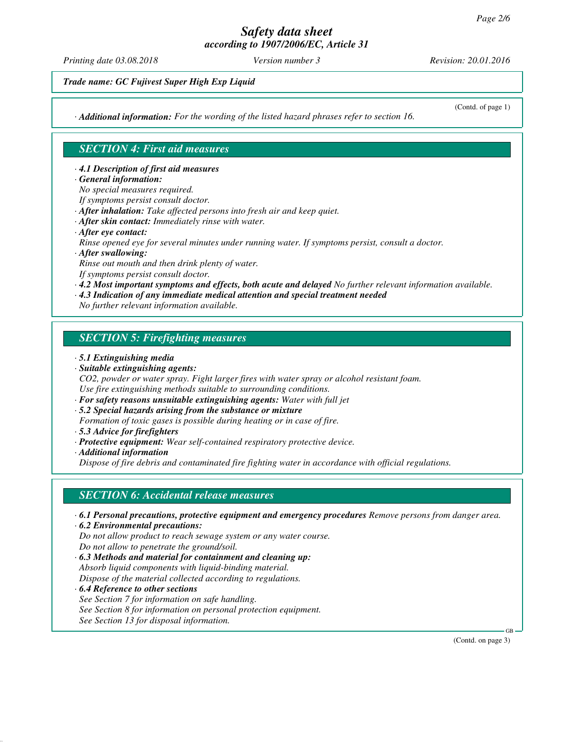*Trade name: GC Fujivest Super High Exp Liquid*

(Contd. of page 1)

· ***Additional information:*** *For the wording of the listed hazard phrases refer to section 16.*

## SECTION 4: First aid measures

· ***4.1 Description of first aid measures***
· ***General information:***
*No special measures required.*
*If symptoms persist consult doctor.*
· ***After inhalation:*** *Take affected persons into fresh air and keep quiet.*
· ***After skin contact:*** *Immediately rinse with water.*
· ***After eye contact:***
*Rinse opened eye for several minutes under running water. If symptoms persist, consult a doctor.*
· ***After swallowing:***
*Rinse out mouth and then drink plenty of water.*
*If symptoms persist consult doctor.*
· ***4.2 Most important symptoms and effects, both acute and delayed*** *No further relevant information available.*
· ***4.3 Indication of any immediate medical attention and special treatment needed***
*No further relevant information available.*

## SECTION 5: Firefighting measures

· ***5.1 Extinguishing media***
· ***Suitable extinguishing agents:***
*CO2, powder or water spray. Fight larger fires with water spray or alcohol resistant foam.*
*Use fire extinguishing methods suitable to surrounding conditions.*
· ***For safety reasons unsuitable extinguishing agents:*** *Water with full jet*
· ***5.2 Special hazards arising from the substance or mixture***
*Formation of toxic gases is possible during heating or in case of fire.*
· ***5.3 Advice for firefighters***
· ***Protective equipment:*** *Wear self-contained respiratory protective device.*
· ***Additional information***
*Dispose of fire debris and contaminated fire fighting water in accordance with official regulations.*

## SECTION 6: Accidental release measures

· ***6.1 Personal precautions, protective equipment and emergency procedures*** *Remove persons from danger area.*
· ***6.2 Environmental precautions:***
*Do not allow product to reach sewage system or any water course.*
*Do not allow to penetrate the ground/soil.*
· ***6.3 Methods and material for containment and cleaning up:***
*Absorb liquid components with liquid-binding material.*
*Dispose of the material collected according to regulations.*
· ***6.4 Reference to other sections***
*See Section 7 for information on safe handling.*
*See Section 8 for information on personal protection equipment.*
*See Section 13 for disposal information.*

(Contd. on page 3)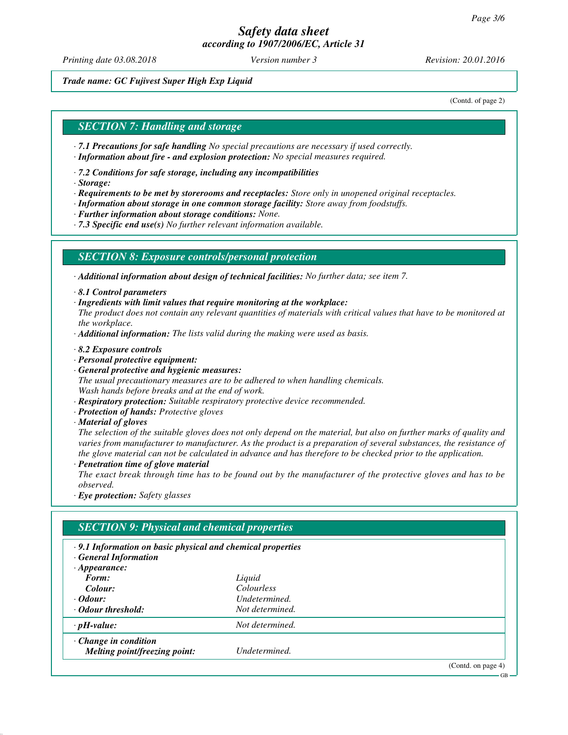*Trade name: GC Fujivest Super High Exp Liquid*

(Contd. of page 2)

## SECTION 7: Handling and storage

· **7.1 Precautions for safe handling** No special precautions are necessary if used correctly.
· **Information about fire - and explosion protection:** No special measures required.

· **7.2 Conditions for safe storage, including any incompatibilities**
· **Storage:**
· **Requirements to be met by storerooms and receptacles:** Store only in unopened original receptacles.
· **Information about storage in one common storage facility:** Store away from foodstuffs.
· **Further information about storage conditions:** None.
· **7.3 Specific end use(s)** No further relevant information available.

## SECTION 8: Exposure controls/personal protection

· **Additional information about design of technical facilities:** No further data; see item 7.

· **8.1 Control parameters**
· **Ingredients with limit values that require monitoring at the workplace:**
The product does not contain any relevant quantities of materials with critical values that have to be monitored at the workplace.
· **Additional information:** The lists valid during the making were used as basis.

· **8.2 Exposure controls**
· **Personal protective equipment:**
· **General protective and hygienic measures:**
The usual precautionary measures are to be adhered to when handling chemicals.
Wash hands before breaks and at the end of work.
· **Respiratory protection:** Suitable respiratory protective device recommended.
· **Protection of hands:** Protective gloves
· **Material of gloves**
The selection of the suitable gloves does not only depend on the material, but also on further marks of quality and varies from manufacturer to manufacturer. As the product is a preparation of several substances, the resistance of the glove material can not be calculated in advance and has therefore to be checked prior to the application.
· **Penetration time of glove material**
The exact break through time has to be found out by the manufacturer of the protective gloves and has to be observed.
· **Eye protection:** Safety glasses

## SECTION 9: Physical and chemical properties

| · **9.1 Information on basic physical and chemical properties** | |
|---|---|
| · **General Information** | |
| · **Appearance:** | |
| **Form:** | Liquid |
| **Colour:** | Colourless |
| · **Odour:** | Undetermined. |
| · **Odour threshold:** | Not determined. |
| · **pH-value:** | Not determined. |
| · **Change in condition** | |
| **Melting point/freezing point:** | Undetermined. |

(Contd. on page 4)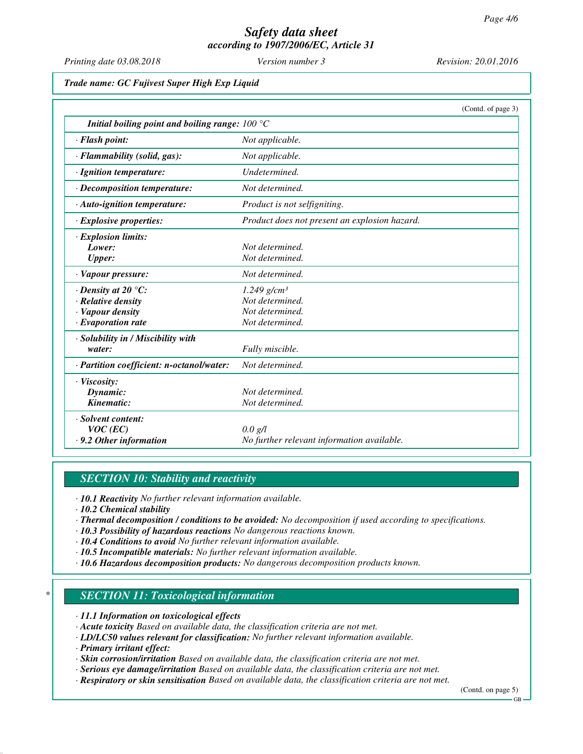**Trade name: GC Fujivest Super High Exp Liquid**

(Contd. of page 3)

| | |
|---|---|
| *Initial boiling point and boiling range:* | *100 °C* |
| *· Flash point:* | *Not applicable.* |
| *· Flammability (solid, gas):* | *Not applicable.* |
| *· Ignition temperature:* | *Undetermined.* |
| *· Decomposition temperature:* | *Not determined.* |
| *· Auto-ignition temperature:* | *Product is not selfigniting.* |
| *· Explosive properties:* | *Product does not present an explosion hazard.* |
| *· Explosion limits:* | |
| *Lower:* | *Not determined.* |
| *Upper:* | *Not determined.* |
| *· Vapour pressure:* | *Not determined.* |
| *· Density at 20 °C:* | *1.249 g/cm³* |
| *· Relative density* | *Not determined.* |
| *· Vapour density* | *Not determined.* |
| *· Evaporation rate* | *Not determined.* |
| *· Solubility in / Miscibility with water:* | *Fully miscible.* |
| *· Partition coefficient: n-octanol/water:* | *Not determined.* |
| *· Viscosity:* | |
| *Dynamic:* | *Not determined.* |
| *Kinematic:* | *Not determined.* |
| *· Solvent content:* | |
| *VOC (EC)* | *0.0 g/l* |
| *· 9.2 Other information* | *No further relevant information available.* |

## SECTION 10: Stability and reactivity

- ***10.1 Reactivity*** *No further relevant information available.*
- ***10.2 Chemical stability***
- ***Thermal decomposition / conditions to be avoided:*** *No decomposition if used according to specifications.*
- ***10.3 Possibility of hazardous reactions*** *No dangerous reactions known.*
- ***10.4 Conditions to avoid*** *No further relevant information available.*
- ***10.5 Incompatible materials:*** *No further relevant information available.*
- ***10.6 Hazardous decomposition products:*** *No dangerous decomposition products known.*

## * SECTION 11: Toxicological information

- ***11.1 Information on toxicological effects***
- ***Acute toxicity*** *Based on available data, the classification criteria are not met.*
- ***LD/LC50 values relevant for classification:*** *No further relevant information available.*
- ***Primary irritant effect:***
- ***Skin corrosion/irritation*** *Based on available data, the classification criteria are not met.*
- ***Serious eye damage/irritation*** *Based on available data, the classification criteria are not met.*
- ***Respiratory or skin sensitisation*** *Based on available data, the classification criteria are not met.*

(Contd. on page 5)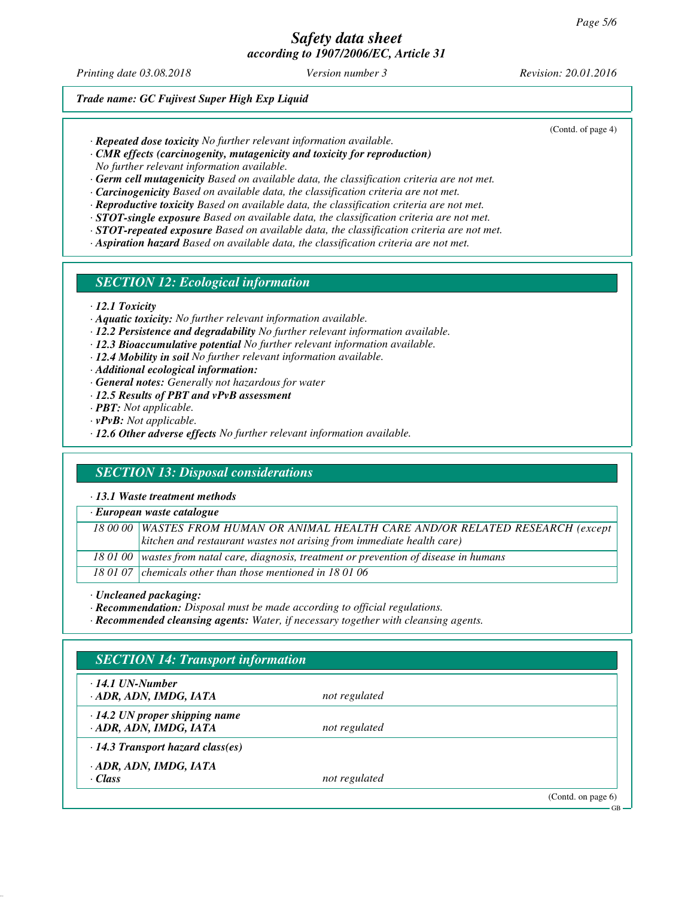*Trade name: GC Fujivest Super High Exp Liquid*

(Contd. of page 4)

· ***Repeated dose toxicity*** *No further relevant information available.*
· ***CMR effects (carcinogenity, mutagenicity and toxicity for reproduction)***
*No further relevant information available.*
· ***Germ cell mutagenicity*** *Based on available data, the classification criteria are not met.*
· ***Carcinogenicity*** *Based on available data, the classification criteria are not met.*
· ***Reproductive toxicity*** *Based on available data, the classification criteria are not met.*
· ***STOT-single exposure*** *Based on available data, the classification criteria are not met.*
· ***STOT-repeated exposure*** *Based on available data, the classification criteria are not met.*
· ***Aspiration hazard*** *Based on available data, the classification criteria are not met.*

## SECTION 12: Ecological information

· ***12.1 Toxicity***
· ***Aquatic toxicity:*** *No further relevant information available.*
· ***12.2 Persistence and degradability*** *No further relevant information available.*
· ***12.3 Bioaccumulative potential*** *No further relevant information available.*
· ***12.4 Mobility in soil*** *No further relevant information available.*
· ***Additional ecological information:***
· ***General notes:*** *Generally not hazardous for water*
· ***12.5 Results of PBT and vPvB assessment***
· ***PBT:*** *Not applicable.*
· ***vPvB:*** *Not applicable.*
· ***12.6 Other adverse effects*** *No further relevant information available.*

## SECTION 13: Disposal considerations

· ***13.1 Waste treatment methods***

| · ***European waste catalogue*** | |
|---|---|
| *18 00 00* | *WASTES FROM HUMAN OR ANIMAL HEALTH CARE AND/OR RELATED RESEARCH (except kitchen and restaurant wastes not arising from immediate health care)* |
| *18 01 00* | *wastes from natal care, diagnosis, treatment or prevention of disease in humans* |
| *18 01 07* | *chemicals other than those mentioned in 18 01 06* |

· ***Uncleaned packaging:***
· ***Recommendation:*** *Disposal must be made according to official regulations.*
· ***Recommended cleansing agents:*** *Water, if necessary together with cleansing agents.*

## SECTION 14: Transport information

| | |
|---|---|
| · ***14.1 UN-Number***<br>· ***ADR, ADN, IMDG, IATA*** | *not regulated* |
| · ***14.2 UN proper shipping name***<br>· ***ADR, ADN, IMDG, IATA*** | *not regulated* |
| · ***14.3 Transport hazard class(es)*** | |
| · ***ADR, ADN, IMDG, IATA***<br>· ***Class*** | *not regulated* |

(Contd. on page 6)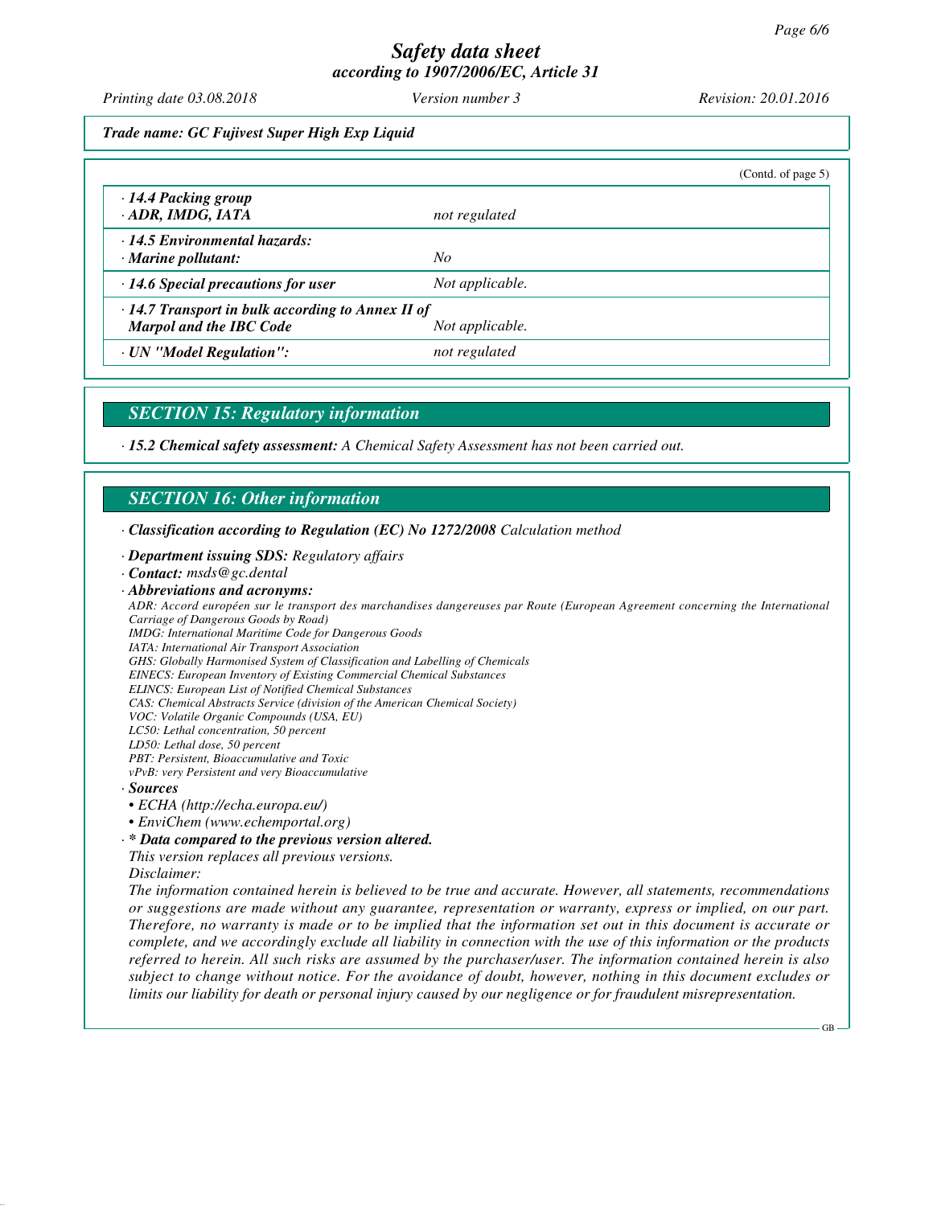Trade name: GC Fujivest Super High Exp Liquid

(Contd. of page 5)

| | |
|---|---|
| · **14.4 Packing group**<br>· **ADR, IMDG, IATA** | *not regulated* |
| · **14.5 Environmental hazards:**<br>· **Marine pollutant:** | *No* |
| · **14.6 Special precautions for user** | *Not applicable.* |
| · **14.7 Transport in bulk according to Annex II of Marpol and the IBC Code** | *Not applicable.* |
| · **UN "Model Regulation":** | *not regulated* |

## SECTION 15: Regulatory information

· **15.2 Chemical safety assessment:** *A Chemical Safety Assessment has not been carried out.*

## SECTION 16: Other information

· **Classification according to Regulation (EC) No 1272/2008** *Calculation method*

· **Department issuing SDS:** *Regulatory affairs*
· **Contact:** *msds@gc.dental*
· **Abbreviations and acronyms:**
*ADR: Accord européen sur le transport des marchandises dangereuses par Route (European Agreement concerning the International Carriage of Dangerous Goods by Road)*
*IMDG: International Maritime Code for Dangerous Goods*
*IATA: International Air Transport Association*
*GHS: Globally Harmonised System of Classification and Labelling of Chemicals*
*EINECS: European Inventory of Existing Commercial Chemical Substances*
*ELINCS: European List of Notified Chemical Substances*
*CAS: Chemical Abstracts Service (division of the American Chemical Society)*
*VOC: Volatile Organic Compounds (USA, EU)*
*LC50: Lethal concentration, 50 percent*
*LD50: Lethal dose, 50 percent*
*PBT: Persistent, Bioaccumulative and Toxic*
*vPvB: very Persistent and very Bioaccumulative*
· **Sources**
- *ECHA (http://echa.europa.eu/)*
- *EnviChem (www.echemportal.org)*

· **\* Data compared to the previous version altered.**
*This version replaces all previous versions.*
*Disclaimer:*
*The information contained herein is believed to be true and accurate. However, all statements, recommendations or suggestions are made without any guarantee, representation or warranty, express or implied, on our part. Therefore, no warranty is made or to be implied that the information set out in this document is accurate or complete, and we accordingly exclude all liability in connection with the use of this information or the products referred to herein. All such risks are assumed by the purchaser/user. The information contained herein is also subject to change without notice. For the avoidance of doubt, however, nothing in this document excludes or limits our liability for death or personal injury caused by our negligence or for fraudulent misrepresentation.*